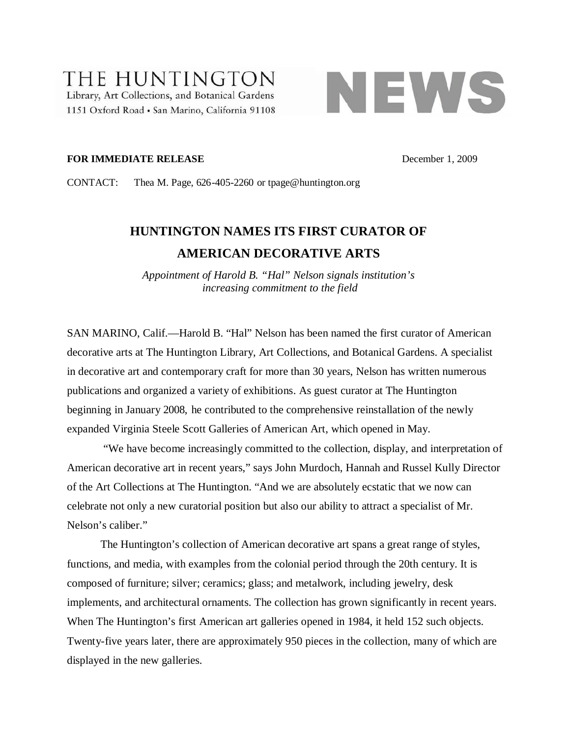THE HUNTINGTON
Library, Art Collections, and Botanical Gardens
1151 Oxford Road • San Marino, California 91108

NEWS

**FOR IMMEDIATE RELEASE** December 1, 2009

CONTACT: Thea M. Page, 626-405-2260 or tpage@huntington.org

# HUNTINGTON NAMES ITS FIRST CURATOR OF AMERICAN DECORATIVE ARTS

*Appointment of Harold B. "Hal" Nelson signals institution's increasing commitment to the field*

SAN MARINO, Calif.—Harold B. "Hal" Nelson has been named the first curator of American decorative arts at The Huntington Library, Art Collections, and Botanical Gardens. A specialist in decorative art and contemporary craft for more than 30 years, Nelson has written numerous publications and organized a variety of exhibitions. As guest curator at The Huntington beginning in January 2008, he contributed to the comprehensive reinstallation of the newly expanded Virginia Steele Scott Galleries of American Art, which opened in May.

"We have become increasingly committed to the collection, display, and interpretation of American decorative art in recent years," says John Murdoch, Hannah and Russel Kully Director of the Art Collections at The Huntington. "And we are absolutely ecstatic that we now can celebrate not only a new curatorial position but also our ability to attract a specialist of Mr. Nelson's caliber."

The Huntington's collection of American decorative art spans a great range of styles, functions, and media, with examples from the colonial period through the 20th century. It is composed of furniture; silver; ceramics; glass; and metalwork, including jewelry, desk implements, and architectural ornaments. The collection has grown significantly in recent years. When The Huntington's first American art galleries opened in 1984, it held 152 such objects. Twenty-five years later, there are approximately 950 pieces in the collection, many of which are displayed in the new galleries.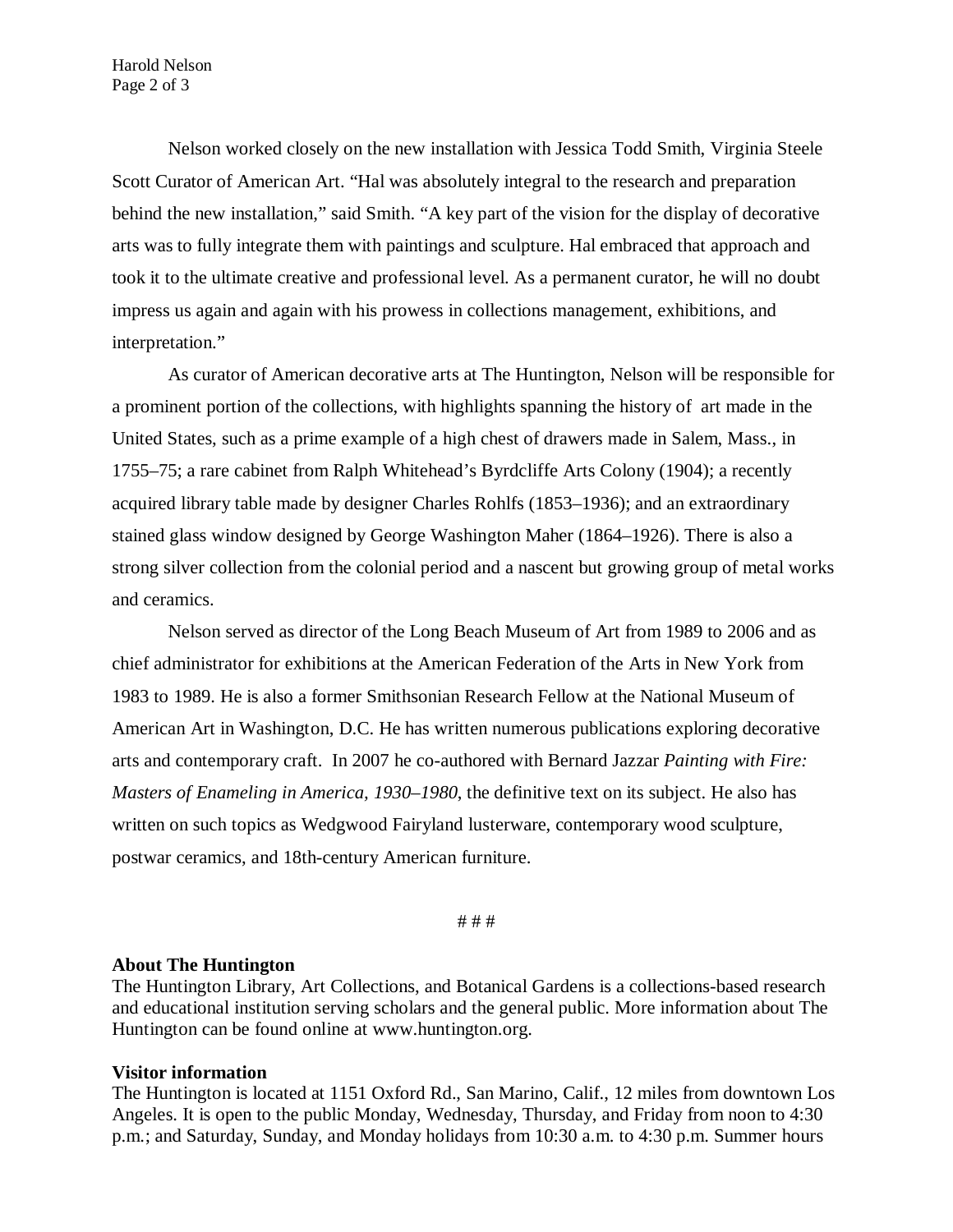Nelson worked closely on the new installation with Jessica Todd Smith, Virginia Steele Scott Curator of American Art. “Hal was absolutely integral to the research and preparation behind the new installation,” said Smith. “A key part of the vision for the display of decorative arts was to fully integrate them with paintings and sculpture. Hal embraced that approach and took it to the ultimate creative and professional level. As a permanent curator, he will no doubt impress us again and again with his prowess in collections management, exhibitions, and interpretation.”

As curator of American decorative arts at The Huntington, Nelson will be responsible for a prominent portion of the collections, with highlights spanning the history of art made in the United States, such as a prime example of a high chest of drawers made in Salem, Mass., in 1755–75; a rare cabinet from Ralph Whitehead’s Byrdcliffe Arts Colony (1904); a recently acquired library table made by designer Charles Rohlfs (1853–1936); and an extraordinary stained glass window designed by George Washington Maher (1864–1926). There is also a strong silver collection from the colonial period and a nascent but growing group of metal works and ceramics.

Nelson served as director of the Long Beach Museum of Art from 1989 to 2006 and as chief administrator for exhibitions at the American Federation of the Arts in New York from 1983 to 1989. He is also a former Smithsonian Research Fellow at the National Museum of American Art in Washington, D.C. He has written numerous publications exploring decorative arts and contemporary craft. In 2007 he co-authored with Bernard Jazzar *Painting with Fire: Masters of Enameling in America, 1930–1980*, the definitive text on its subject. He also has written on such topics as Wedgwood Fairyland lusterware, contemporary wood sculpture, postwar ceramics, and 18th-century American furniture.

# # #

**About The Huntington**
The Huntington Library, Art Collections, and Botanical Gardens is a collections-based research and educational institution serving scholars and the general public. More information about The Huntington can be found online at www.huntington.org.

**Visitor information**
The Huntington is located at 1151 Oxford Rd., San Marino, Calif., 12 miles from downtown Los Angeles. It is open to the public Monday, Wednesday, Thursday, and Friday from noon to 4:30 p.m.; and Saturday, Sunday, and Monday holidays from 10:30 a.m. to 4:30 p.m. Summer hours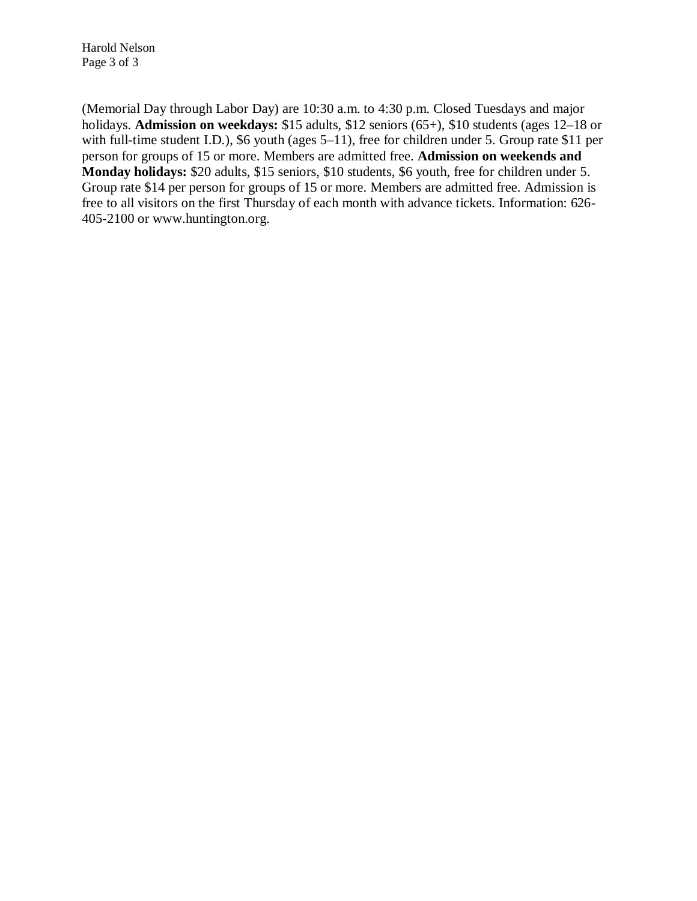(Memorial Day through Labor Day) are 10:30 a.m. to 4:30 p.m. Closed Tuesdays and major holidays. **Admission on weekdays:** $15 adults, $12 seniors (65+), $10 students (ages 12–18 or with full-time student I.D.), $6 youth (ages 5–11), free for children under 5. Group rate $11 per person for groups of 15 or more. Members are admitted free. **Admission on weekends and Monday holidays:** $20 adults, $15 seniors, $10 students, $6 youth, free for children under 5. Group rate $14 per person for groups of 15 or more. Members are admitted free. Admission is free to all visitors on the first Thursday of each month with advance tickets. Information: 626-405-2100 or www.huntington.org.